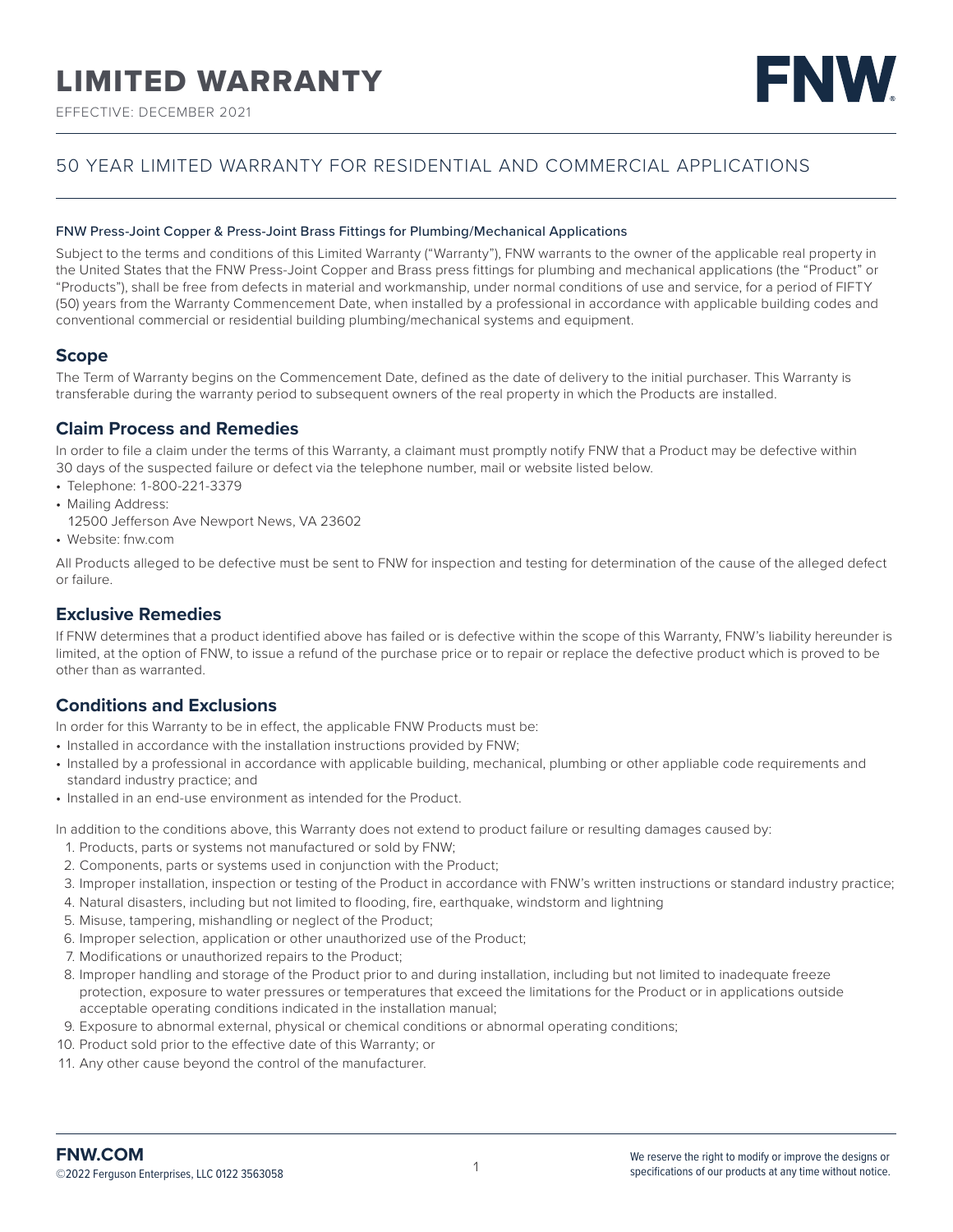# LIMITED WARRANTY

EFFECTIVE: DECEMBER 2021

FNW

## 50 YEAR LIMITED WARRANTY FOR RESIDENTIAL AND COMMERCIAL APPLICATIONS

FNW Press-Joint Copper & Press-Joint Brass Fittings for Plumbing/Mechanical Applications

Subject to the terms and conditions of this Limited Warranty ("Warranty"), FNW warrants to the owner of the applicable real property in the United States that the FNW Press-Joint Copper and Brass press fittings for plumbing and mechanical applications (the "Product" or "Products"), shall be free from defects in material and workmanship, under normal conditions of use and service, for a period of FIFTY (50) years from the Warranty Commencement Date, when installed by a professional in accordance with applicable building codes and conventional commercial or residential building plumbing/mechanical systems and equipment.

### Scope

The Term of Warranty begins on the Commencement Date, defined as the date of delivery to the initial purchaser. This Warranty is transferable during the warranty period to subsequent owners of the real property in which the Products are installed.

### Claim Process and Remedies

In order to file a claim under the terms of this Warranty, a claimant must promptly notify FNW that a Product may be defective within 30 days of the suspected failure or defect via the telephone number, mail or website listed below.

- Telephone: 1-800-221-3379
- Mailing Address:
  12500 Jefferson Ave Newport News, VA 23602
- Website: fnw.com

All Products alleged to be defective must be sent to FNW for inspection and testing for determination of the cause of the alleged defect or failure.

### Exclusive Remedies

If FNW determines that a product identified above has failed or is defective within the scope of this Warranty, FNW's liability hereunder is limited, at the option of FNW, to issue a refund of the purchase price or to repair or replace the defective product which is proved to be other than as warranted.

### Conditions and Exclusions

In order for this Warranty to be in effect, the applicable FNW Products must be:

- Installed in accordance with the installation instructions provided by FNW;
- Installed by a professional in accordance with applicable building, mechanical, plumbing or other appliable code requirements and standard industry practice; and
- Installed in an end-use environment as intended for the Product.

In addition to the conditions above, this Warranty does not extend to product failure or resulting damages caused by:

1. Products, parts or systems not manufactured or sold by FNW;
2. Components, parts or systems used in conjunction with the Product;
3. Improper installation, inspection or testing of the Product in accordance with FNW's written instructions or standard industry practice;
4. Natural disasters, including but not limited to flooding, fire, earthquake, windstorm and lightning
5. Misuse, tampering, mishandling or neglect of the Product;
6. Improper selection, application or other unauthorized use of the Product;
7. Modifications or unauthorized repairs to the Product;
8. Improper handling and storage of the Product prior to and during installation, including but not limited to inadequate freeze protection, exposure to water pressures or temperatures that exceed the limitations for the Product or in applications outside acceptable operating conditions indicated in the installation manual;
9. Exposure to abnormal external, physical or chemical conditions or abnormal operating conditions;
10. Product sold prior to the effective date of this Warranty; or
11. Any other cause beyond the control of the manufacturer.

**FNW.COM**

©2022 Ferguson Enterprises, LLC 0122 3563058

We reserve the right to modify or improve the designs or specifications of our products at any time without notice.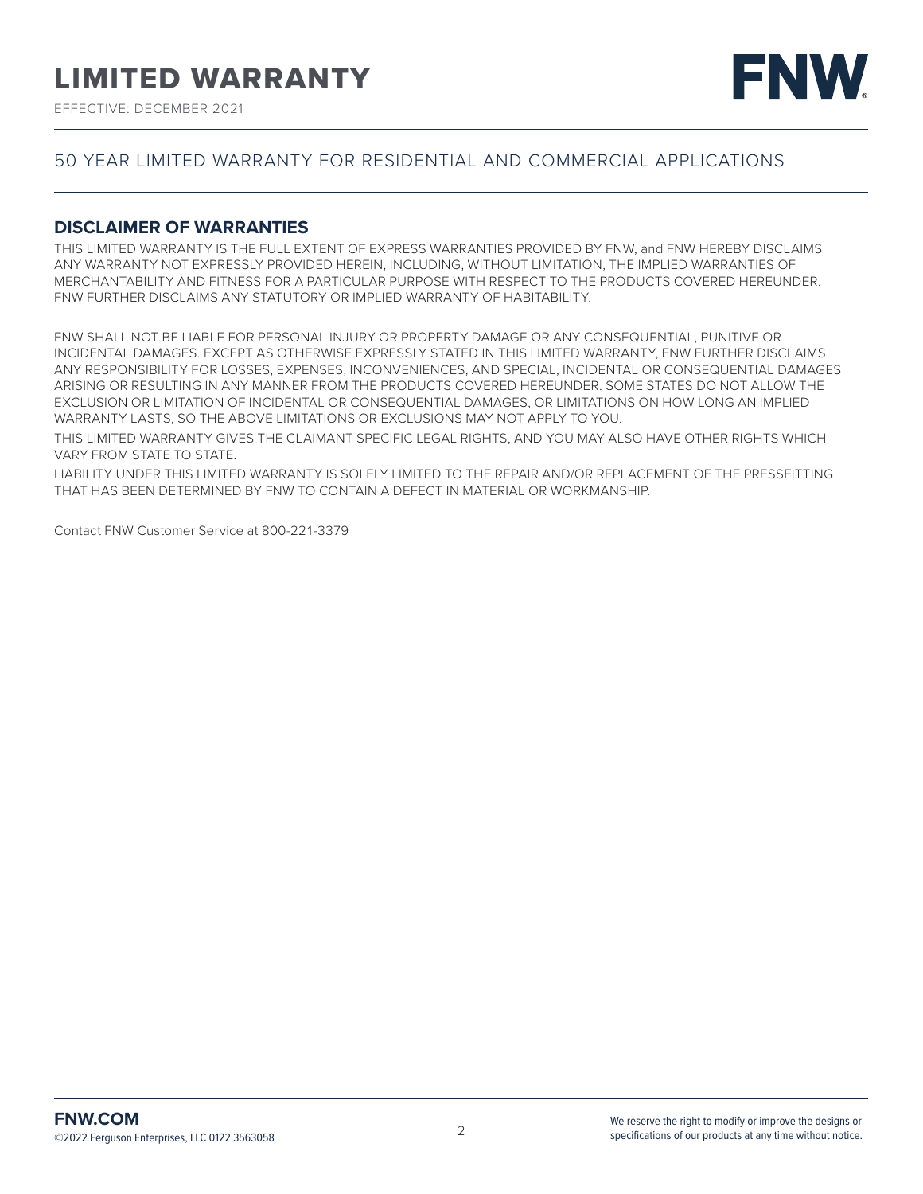# LIMITED WARRANTY

EFFECTIVE: DECEMBER 2021

## 50 YEAR LIMITED WARRANTY FOR RESIDENTIAL AND COMMERCIAL APPLICATIONS

### DISCLAIMER OF WARRANTIES

THIS LIMITED WARRANTY IS THE FULL EXTENT OF EXPRESS WARRANTIES PROVIDED BY FNW, and FNW HEREBY DISCLAIMS ANY WARRANTY NOT EXPRESSLY PROVIDED HEREIN, INCLUDING, WITHOUT LIMITATION, THE IMPLIED WARRANTIES OF MERCHANTABILITY AND FITNESS FOR A PARTICULAR PURPOSE WITH RESPECT TO THE PRODUCTS COVERED HEREUNDER. FNW FURTHER DISCLAIMS ANY STATUTORY OR IMPLIED WARRANTY OF HABITABILITY.

FNW SHALL NOT BE LIABLE FOR PERSONAL INJURY OR PROPERTY DAMAGE OR ANY CONSEQUENTIAL, PUNITIVE OR INCIDENTAL DAMAGES. EXCEPT AS OTHERWISE EXPRESSLY STATED IN THIS LIMITED WARRANTY, FNW FURTHER DISCLAIMS ANY RESPONSIBILITY FOR LOSSES, EXPENSES, INCONVENIENCES, AND SPECIAL, INCIDENTAL OR CONSEQUENTIAL DAMAGES ARISING OR RESULTING IN ANY MANNER FROM THE PRODUCTS COVERED HEREUNDER. SOME STATES DO NOT ALLOW THE EXCLUSION OR LIMITATION OF INCIDENTAL OR CONSEQUENTIAL DAMAGES, OR LIMITATIONS ON HOW LONG AN IMPLIED WARRANTY LASTS, SO THE ABOVE LIMITATIONS OR EXCLUSIONS MAY NOT APPLY TO YOU.

THIS LIMITED WARRANTY GIVES THE CLAIMANT SPECIFIC LEGAL RIGHTS, AND YOU MAY ALSO HAVE OTHER RIGHTS WHICH VARY FROM STATE TO STATE.

LIABILITY UNDER THIS LIMITED WARRANTY IS SOLELY LIMITED TO THE REPAIR AND/OR REPLACEMENT OF THE PRESSFITTING THAT HAS BEEN DETERMINED BY FNW TO CONTAIN A DEFECT IN MATERIAL OR WORKMANSHIP.

Contact FNW Customer Service at 800-221-3379